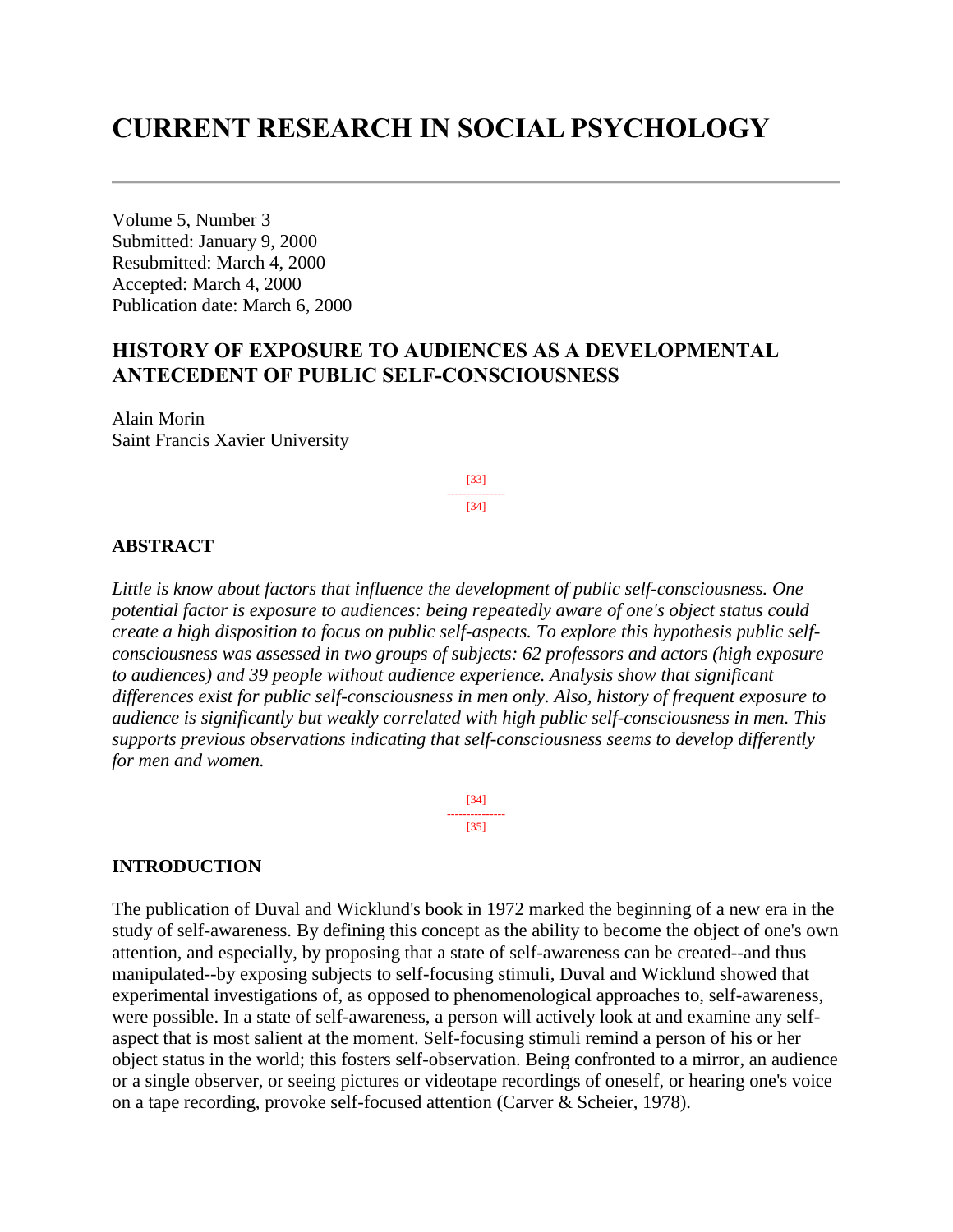# CURRENT RESEARCH IN SOCIAL PSYCHOLOGY

Volume 5, Number 3
Submitted: January 9, 2000
Resubmitted: March 4, 2000
Accepted: March 4, 2000
Publication date: March 6, 2000

## HISTORY OF EXPOSURE TO AUDIENCES AS A DEVELOPMENTAL ANTECEDENT OF PUBLIC SELF-CONSCIOUSNESS

Alain Morin
Saint Francis Xavier University

### ABSTRACT

*Little is know about factors that influence the development of public self-consciousness. One potential factor is exposure to audiences: being repeatedly aware of one's object status could create a high disposition to focus on public self-aspects. To explore this hypothesis public self-consciousness was assessed in two groups of subjects: 62 professors and actors (high exposure to audiences) and 39 people without audience experience. Analysis show that significant differences exist for public self-consciousness in men only. Also, history of frequent exposure to audience is significantly but weakly correlated with high public self-consciousness in men. This supports previous observations indicating that self-consciousness seems to develop differently for men and women.*

### INTRODUCTION

The publication of Duval and Wicklund's book in 1972 marked the beginning of a new era in the study of self-awareness. By defining this concept as the ability to become the object of one's own attention, and especially, by proposing that a state of self-awareness can be created--and thus manipulated--by exposing subjects to self-focusing stimuli, Duval and Wicklund showed that experimental investigations of, as opposed to phenomenological approaches to, self-awareness, were possible. In a state of self-awareness, a person will actively look at and examine any self-aspect that is most salient at the moment. Self-focusing stimuli remind a person of his or her object status in the world; this fosters self-observation. Being confronted to a mirror, an audience or a single observer, or seeing pictures or videotape recordings of oneself, or hearing one's voice on a tape recording, provoke self-focused attention (Carver & Scheier, 1978).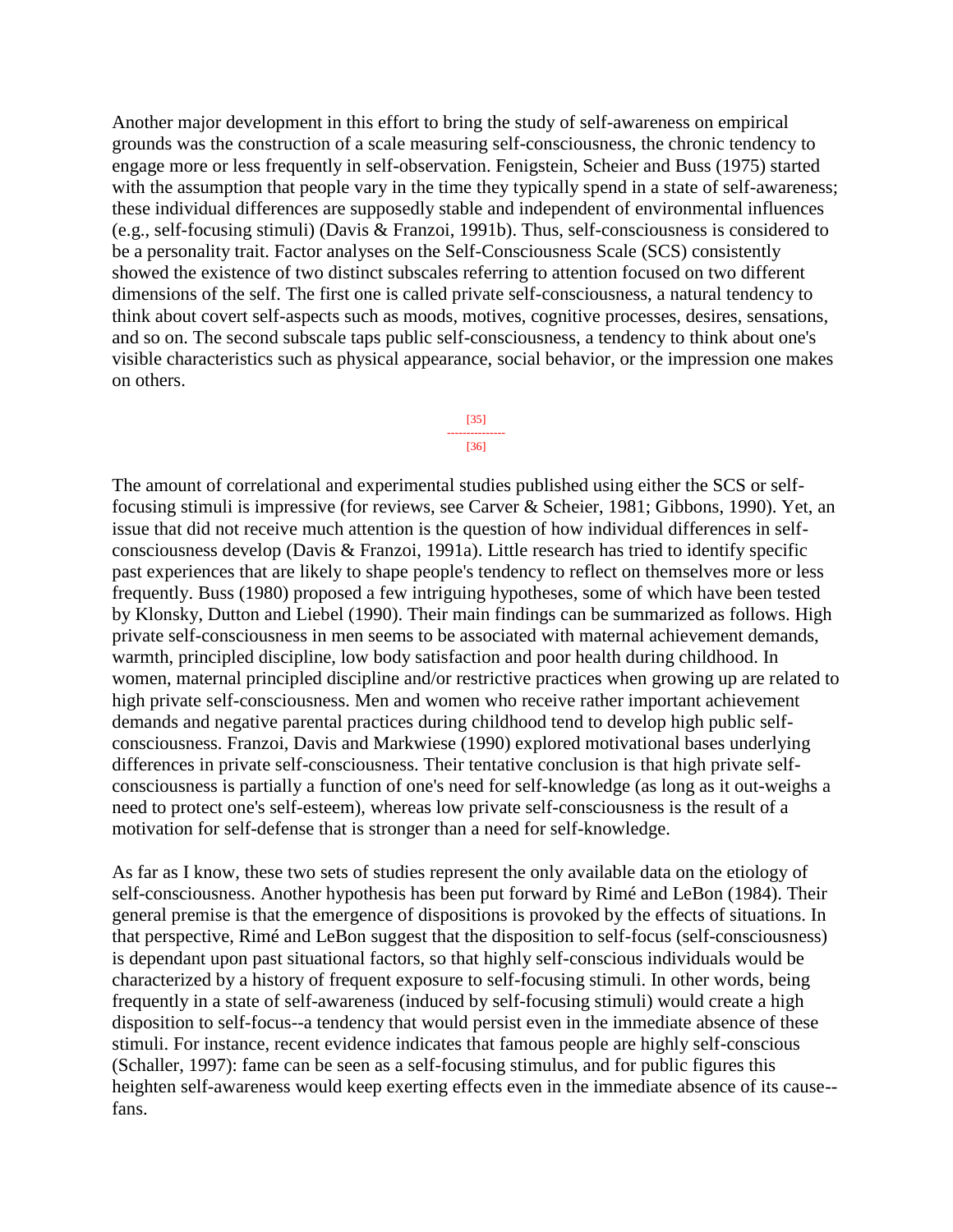Another major development in this effort to bring the study of self-awareness on empirical grounds was the construction of a scale measuring self-consciousness, the chronic tendency to engage more or less frequently in self-observation. Fenigstein, Scheier and Buss (1975) started with the assumption that people vary in the time they typically spend in a state of self-awareness; these individual differences are supposedly stable and independent of environmental influences (e.g., self-focusing stimuli) (Davis & Franzoi, 1991b). Thus, self-consciousness is considered to be a personality trait. Factor analyses on the Self-Consciousness Scale (SCS) consistently showed the existence of two distinct subscales referring to attention focused on two different dimensions of the self. The first one is called private self-consciousness, a natural tendency to think about covert self-aspects such as moods, motives, cognitive processes, desires, sensations, and so on. The second subscale taps public self-consciousness, a tendency to think about one's visible characteristics such as physical appearance, social behavior, or the impression one makes on others.

The amount of correlational and experimental studies published using either the SCS or self-focusing stimuli is impressive (for reviews, see Carver & Scheier, 1981; Gibbons, 1990). Yet, an issue that did not receive much attention is the question of how individual differences in self-consciousness develop (Davis & Franzoi, 1991a). Little research has tried to identify specific past experiences that are likely to shape people's tendency to reflect on themselves more or less frequently. Buss (1980) proposed a few intriguing hypotheses, some of which have been tested by Klonsky, Dutton and Liebel (1990). Their main findings can be summarized as follows. High private self-consciousness in men seems to be associated with maternal achievement demands, warmth, principled discipline, low body satisfaction and poor health during childhood. In women, maternal principled discipline and/or restrictive practices when growing up are related to high private self-consciousness. Men and women who receive rather important achievement demands and negative parental practices during childhood tend to develop high public self-consciousness. Franzoi, Davis and Markwiese (1990) explored motivational bases underlying differences in private self-consciousness. Their tentative conclusion is that high private self-consciousness is partially a function of one's need for self-knowledge (as long as it out-weighs a need to protect one's self-esteem), whereas low private self-consciousness is the result of a motivation for self-defense that is stronger than a need for self-knowledge.

As far as I know, these two sets of studies represent the only available data on the etiology of self-consciousness. Another hypothesis has been put forward by Rimé and LeBon (1984). Their general premise is that the emergence of dispositions is provoked by the effects of situations. In that perspective, Rimé and LeBon suggest that the disposition to self-focus (self-consciousness) is dependant upon past situational factors, so that highly self-conscious individuals would be characterized by a history of frequent exposure to self-focusing stimuli. In other words, being frequently in a state of self-awareness (induced by self-focusing stimuli) would create a high disposition to self-focus--a tendency that would persist even in the immediate absence of these stimuli. For instance, recent evidence indicates that famous people are highly self-conscious (Schaller, 1997): fame can be seen as a self-focusing stimulus, and for public figures this heighten self-awareness would keep exerting effects even in the immediate absence of its cause--fans.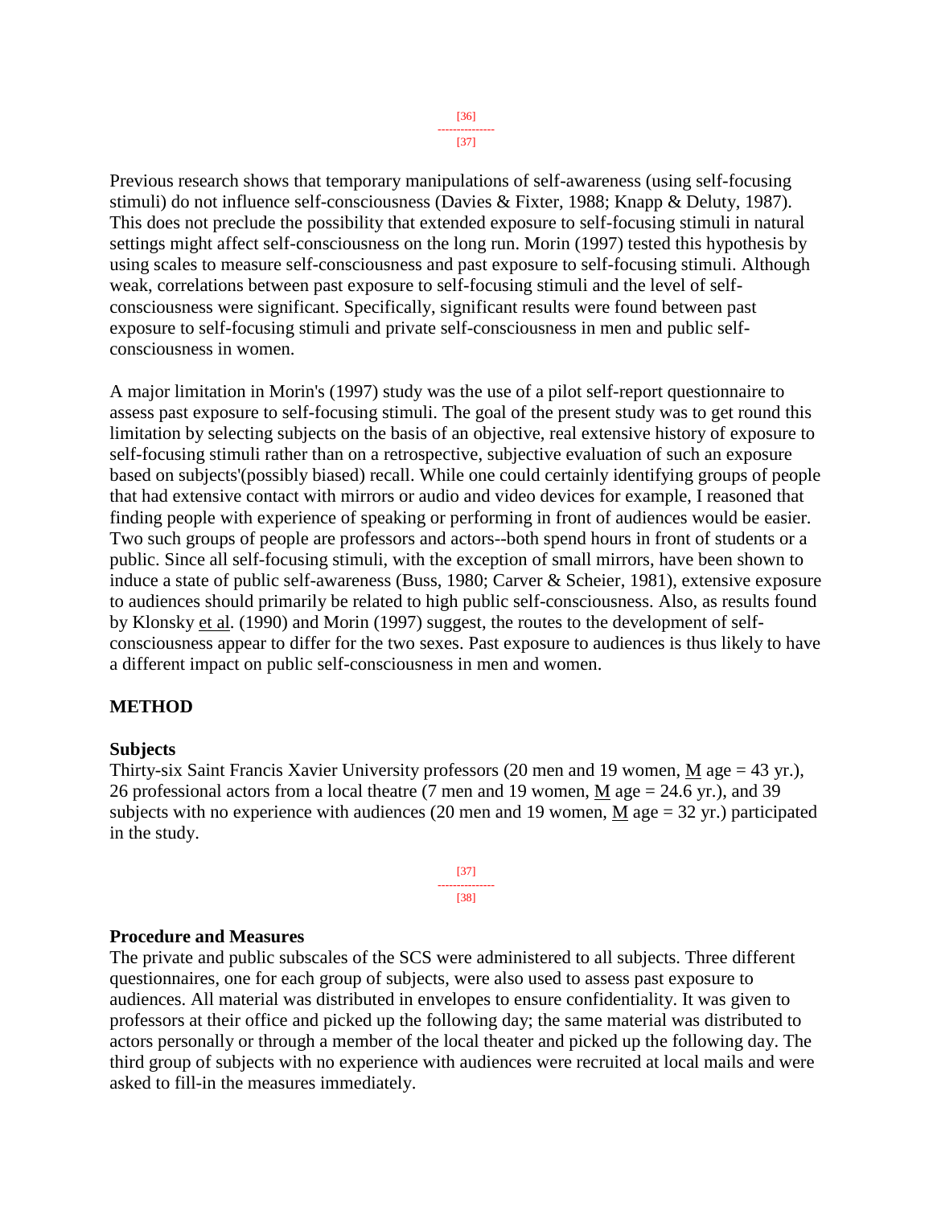Previous research shows that temporary manipulations of self-awareness (using self-focusing stimuli) do not influence self-consciousness (Davies & Fixter, 1988; Knapp & Deluty, 1987). This does not preclude the possibility that extended exposure to self-focusing stimuli in natural settings might affect self-consciousness on the long run. Morin (1997) tested this hypothesis by using scales to measure self-consciousness and past exposure to self-focusing stimuli. Although weak, correlations between past exposure to self-focusing stimuli and the level of self-consciousness were significant. Specifically, significant results were found between past exposure to self-focusing stimuli and private self-consciousness in men and public self-consciousness in women.

A major limitation in Morin's (1997) study was the use of a pilot self-report questionnaire to assess past exposure to self-focusing stimuli. The goal of the present study was to get round this limitation by selecting subjects on the basis of an objective, real extensive history of exposure to self-focusing stimuli rather than on a retrospective, subjective evaluation of such an exposure based on subjects'(possibly biased) recall. While one could certainly identifying groups of people that had extensive contact with mirrors or audio and video devices for example, I reasoned that finding people with experience of speaking or performing in front of audiences would be easier. Two such groups of people are professors and actors--both spend hours in front of students or a public. Since all self-focusing stimuli, with the exception of small mirrors, have been shown to induce a state of public self-awareness (Buss, 1980; Carver & Scheier, 1981), extensive exposure to audiences should primarily be related to high public self-consciousness. Also, as results found by Klonsky et al. (1990) and Morin (1997) suggest, the routes to the development of self-consciousness appear to differ for the two sexes. Past exposure to audiences is thus likely to have a different impact on public self-consciousness in men and women.

## METHOD

### Subjects

Thirty-six Saint Francis Xavier University professors (20 men and 19 women, M age = 43 yr.), 26 professional actors from a local theatre (7 men and 19 women, M age = 24.6 yr.), and 39 subjects with no experience with audiences (20 men and 19 women, M age = 32 yr.) participated in the study.

### Procedure and Measures

The private and public subscales of the SCS were administered to all subjects. Three different questionnaires, one for each group of subjects, were also used to assess past exposure to audiences. All material was distributed in envelopes to ensure confidentiality. It was given to professors at their office and picked up the following day; the same material was distributed to actors personally or through a member of the local theater and picked up the following day. The third group of subjects with no experience with audiences were recruited at local mails and were asked to fill-in the measures immediately.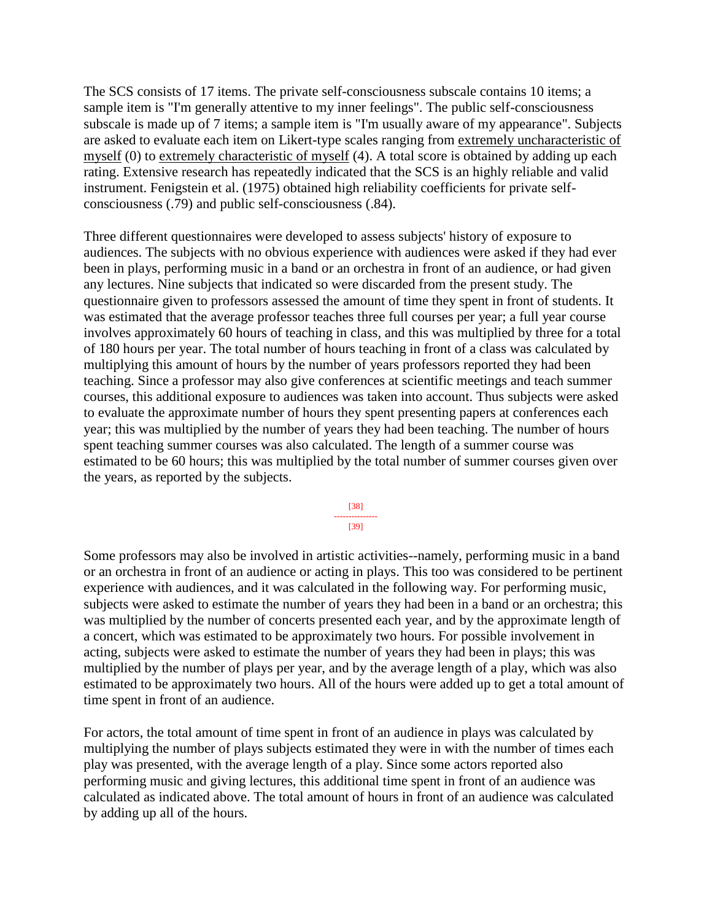The SCS consists of 17 items. The private self-consciousness subscale contains 10 items; a sample item is "I'm generally attentive to my inner feelings". The public self-consciousness subscale is made up of 7 items; a sample item is "I'm usually aware of my appearance". Subjects are asked to evaluate each item on Likert-type scales ranging from extremely uncharacteristic of myself (0) to extremely characteristic of myself (4). A total score is obtained by adding up each rating. Extensive research has repeatedly indicated that the SCS is an highly reliable and valid instrument. Fenigstein et al. (1975) obtained high reliability coefficients for private self-consciousness (.79) and public self-consciousness (.84).

Three different questionnaires were developed to assess subjects' history of exposure to audiences. The subjects with no obvious experience with audiences were asked if they had ever been in plays, performing music in a band or an orchestra in front of an audience, or had given any lectures. Nine subjects that indicated so were discarded from the present study. The questionnaire given to professors assessed the amount of time they spent in front of students. It was estimated that the average professor teaches three full courses per year; a full year course involves approximately 60 hours of teaching in class, and this was multiplied by three for a total of 180 hours per year. The total number of hours teaching in front of a class was calculated by multiplying this amount of hours by the number of years professors reported they had been teaching. Since a professor may also give conferences at scientific meetings and teach summer courses, this additional exposure to audiences was taken into account. Thus subjects were asked to evaluate the approximate number of hours they spent presenting papers at conferences each year; this was multiplied by the number of years they had been teaching. The number of hours spent teaching summer courses was also calculated. The length of a summer course was estimated to be 60 hours; this was multiplied by the total number of summer courses given over the years, as reported by the subjects.

Some professors may also be involved in artistic activities--namely, performing music in a band or an orchestra in front of an audience or acting in plays. This too was considered to be pertinent experience with audiences, and it was calculated in the following way. For performing music, subjects were asked to estimate the number of years they had been in a band or an orchestra; this was multiplied by the number of concerts presented each year, and by the approximate length of a concert, which was estimated to be approximately two hours. For possible involvement in acting, subjects were asked to estimate the number of years they had been in plays; this was multiplied by the number of plays per year, and by the average length of a play, which was also estimated to be approximately two hours. All of the hours were added up to get a total amount of time spent in front of an audience.

For actors, the total amount of time spent in front of an audience in plays was calculated by multiplying the number of plays subjects estimated they were in with the number of times each play was presented, with the average length of a play. Since some actors reported also performing music and giving lectures, this additional time spent in front of an audience was calculated as indicated above. The total amount of hours in front of an audience was calculated by adding up all of the hours.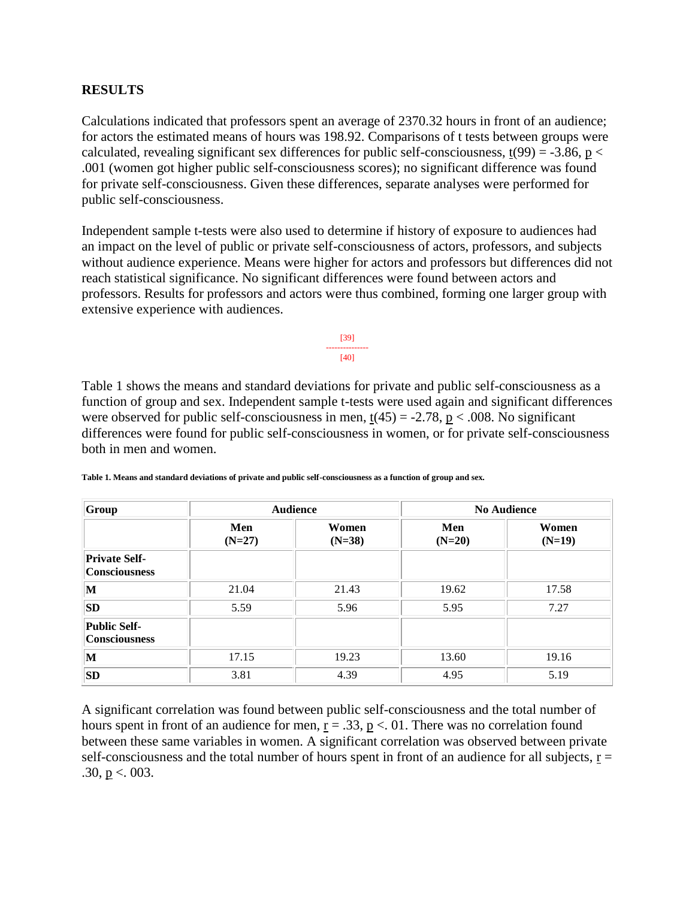**RESULTS**

Calculations indicated that professors spent an average of 2370.32 hours in front of an audience; for actors the estimated means of hours was 198.92. Comparisons of t tests between groups were calculated, revealing significant sex differences for public self-consciousness, $t(99) = -3.86$, $p < .001$ (women got higher public self-consciousness scores); no significant difference was found for private self-consciousness. Given these differences, separate analyses were performed for public self-consciousness.

Independent sample t-tests were also used to determine if history of exposure to audiences had an impact on the level of public or private self-consciousness of actors, professors, and subjects without audience experience. Means were higher for actors and professors but differences did not reach statistical significance. No significant differences were found between actors and professors. Results for professors and actors were thus combined, forming one larger group with extensive experience with audiences.

[39]
---------------
[40]

Table 1 shows the means and standard deviations for private and public self-consciousness as a function of group and sex. Independent sample t-tests were used again and significant differences were observed for public self-consciousness in men, $t(45) = -2.78$, $p < .008$. No significant differences were found for public self-consciousness in women, or for private self-consciousness both in men and women.

**Table 1. Means and standard deviations of private and public self-consciousness as a function of group and sex.**

| Group | Audience | | No Audience | |
|---|---|---|---|---|
| | **Men (N=27)** | **Women (N=38)** | **Men (N=20)** | **Women (N=19)** |
| **Private Self-Consciousness** | | | | |
| **M** | 21.04 | 21.43 | 19.62 | 17.58 |
| **SD** | 5.59 | 5.96 | 5.95 | 7.27 |
| **Public Self-Consciousness** | | | | |
| **M** | 17.15 | 19.23 | 13.60 | 19.16 |
| **SD** | 3.81 | 4.39 | 4.95 | 5.19 |

A significant correlation was found between public self-consciousness and the total number of hours spent in front of an audience for men, $r = .33$, $p <. 01$. There was no correlation found between these same variables in women. A significant correlation was observed between private self-consciousness and the total number of hours spent in front of an audience for all subjects, $r = .30$, $p <. 003$.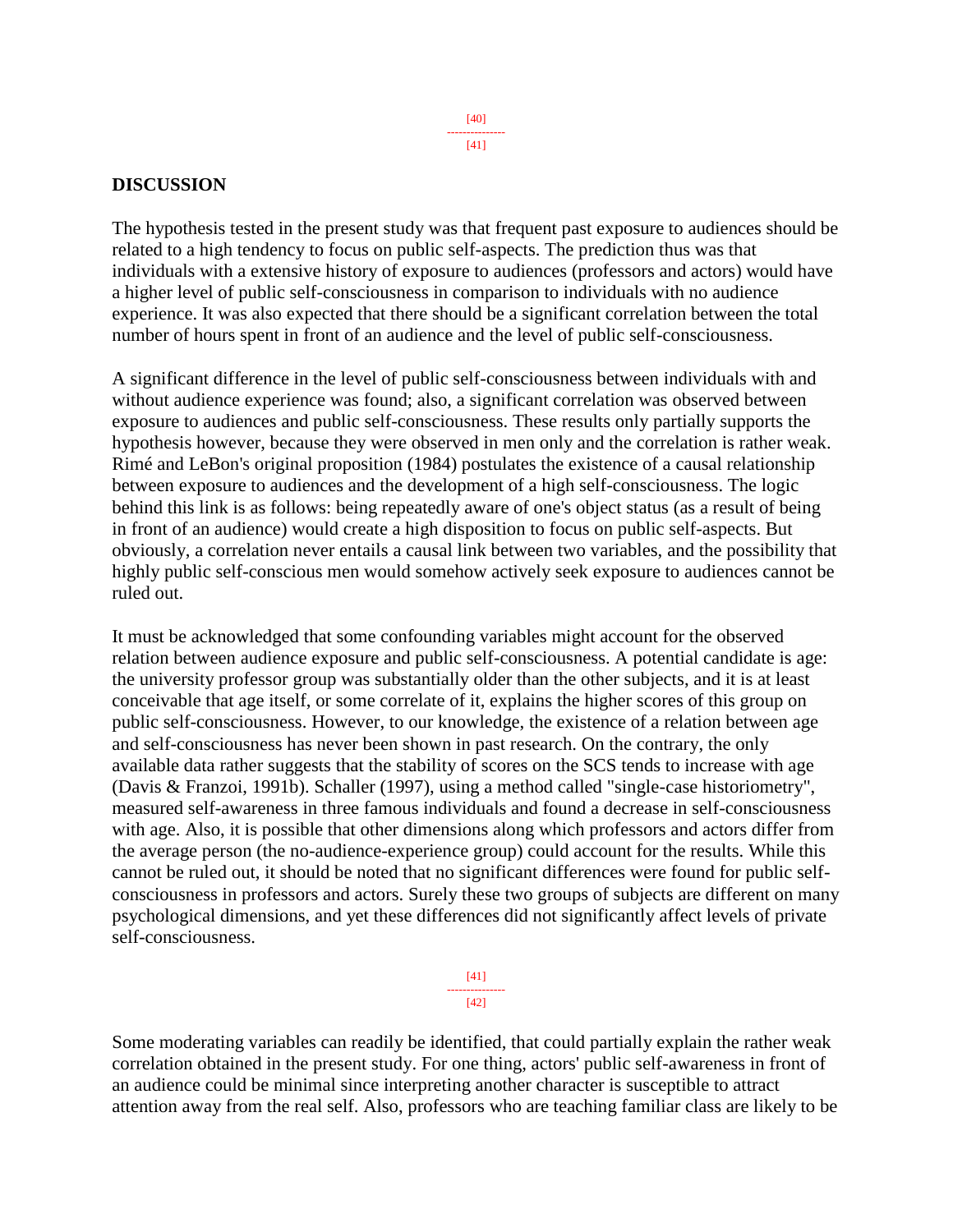## DISCUSSION

The hypothesis tested in the present study was that frequent past exposure to audiences should be related to a high tendency to focus on public self-aspects. The prediction thus was that individuals with a extensive history of exposure to audiences (professors and actors) would have a higher level of public self-consciousness in comparison to individuals with no audience experience. It was also expected that there should be a significant correlation between the total number of hours spent in front of an audience and the level of public self-consciousness.

A significant difference in the level of public self-consciousness between individuals with and without audience experience was found; also, a significant correlation was observed between exposure to audiences and public self-consciousness. These results only partially supports the hypothesis however, because they were observed in men only and the correlation is rather weak. Rimé and LeBon's original proposition (1984) postulates the existence of a causal relationship between exposure to audiences and the development of a high self-consciousness. The logic behind this link is as follows: being repeatedly aware of one's object status (as a result of being in front of an audience) would create a high disposition to focus on public self-aspects. But obviously, a correlation never entails a causal link between two variables, and the possibility that highly public self-conscious men would somehow actively seek exposure to audiences cannot be ruled out.

It must be acknowledged that some confounding variables might account for the observed relation between audience exposure and public self-consciousness. A potential candidate is age: the university professor group was substantially older than the other subjects, and it is at least conceivable that age itself, or some correlate of it, explains the higher scores of this group on public self-consciousness. However, to our knowledge, the existence of a relation between age and self-consciousness has never been shown in past research. On the contrary, the only available data rather suggests that the stability of scores on the SCS tends to increase with age (Davis & Franzoi, 1991b). Schaller (1997), using a method called "single-case historiometry", measured self-awareness in three famous individuals and found a decrease in self-consciousness with age. Also, it is possible that other dimensions along which professors and actors differ from the average person (the no-audience-experience group) could account for the results. While this cannot be ruled out, it should be noted that no significant differences were found for public self-consciousness in professors and actors. Surely these two groups of subjects are different on many psychological dimensions, and yet these differences did not significantly affect levels of private self-consciousness.

Some moderating variables can readily be identified, that could partially explain the rather weak correlation obtained in the present study. For one thing, actors' public self-awareness in front of an audience could be minimal since interpreting another character is susceptible to attract attention away from the real self. Also, professors who are teaching familiar class are likely to be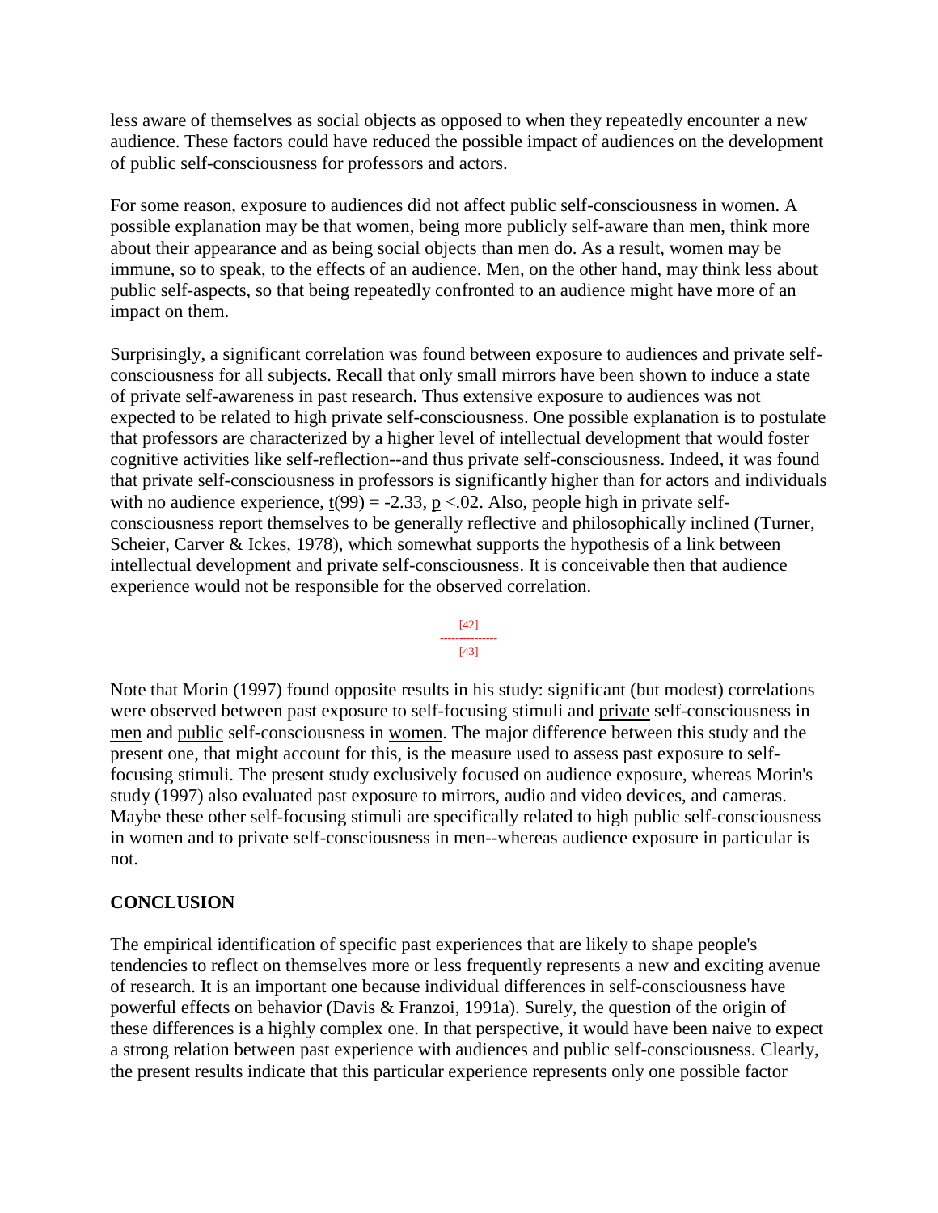less aware of themselves as social objects as opposed to when they repeatedly encounter a new audience. These factors could have reduced the possible impact of audiences on the development of public self-consciousness for professors and actors.

For some reason, exposure to audiences did not affect public self-consciousness in women. A possible explanation may be that women, being more publicly self-aware than men, think more about their appearance and as being social objects than men do. As a result, women may be immune, so to speak, to the effects of an audience. Men, on the other hand, may think less about public self-aspects, so that being repeatedly confronted to an audience might have more of an impact on them.

Surprisingly, a significant correlation was found between exposure to audiences and private self-consciousness for all subjects. Recall that only small mirrors have been shown to induce a state of private self-awareness in past research. Thus extensive exposure to audiences was not expected to be related to high private self-consciousness. One possible explanation is to postulate that professors are characterized by a higher level of intellectual development that would foster cognitive activities like self-reflection--and thus private self-consciousness. Indeed, it was found that private self-consciousness in professors is significantly higher than for actors and individuals with no audience experience, $t(99) = -2.33$, $p < .02$. Also, people high in private self-consciousness report themselves to be generally reflective and philosophically inclined (Turner, Scheier, Carver & Ickes, 1978), which somewhat supports the hypothesis of a link between intellectual development and private self-consciousness. It is conceivable then that audience experience would not be responsible for the observed correlation.

Note that Morin (1997) found opposite results in his study: significant (but modest) correlations were observed between past exposure to self-focusing stimuli and private self-consciousness in men and public self-consciousness in women. The major difference between this study and the present one, that might account for this, is the measure used to assess past exposure to self-focusing stimuli. The present study exclusively focused on audience exposure, whereas Morin's study (1997) also evaluated past exposure to mirrors, audio and video devices, and cameras. Maybe these other self-focusing stimuli are specifically related to high public self-consciousness in women and to private self-consciousness in men--whereas audience exposure in particular is not.

## CONCLUSION

The empirical identification of specific past experiences that are likely to shape people's tendencies to reflect on themselves more or less frequently represents a new and exciting avenue of research. It is an important one because individual differences in self-consciousness have powerful effects on behavior (Davis & Franzoi, 1991a). Surely, the question of the origin of these differences is a highly complex one. In that perspective, it would have been naive to expect a strong relation between past experience with audiences and public self-consciousness. Clearly, the present results indicate that this particular experience represents only one possible factor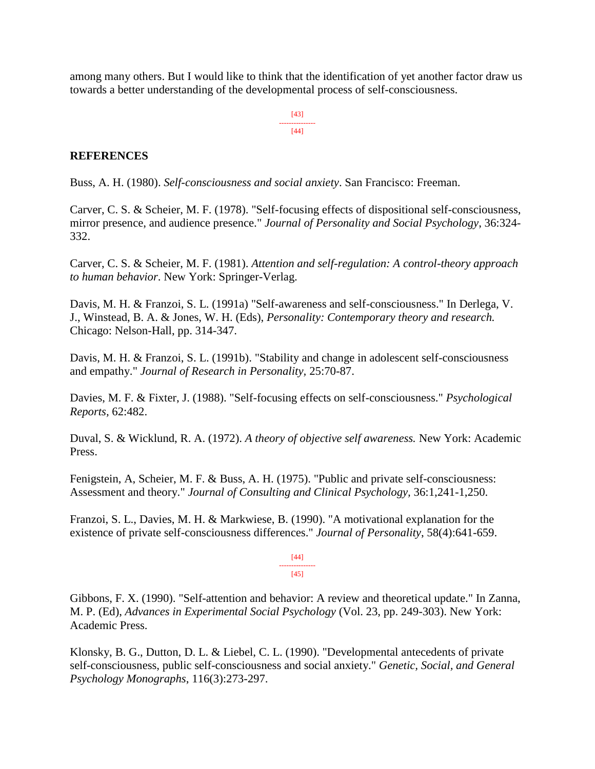among many others. But I would like to think that the identification of yet another factor draw us towards a better understanding of the developmental process of self-consciousness.

## REFERENCES

Buss, A. H. (1980). *Self-consciousness and social anxiety*. San Francisco: Freeman.

Carver, C. S. & Scheier, M. F. (1978). "Self-focusing effects of dispositional self-consciousness, mirror presence, and audience presence." *Journal of Personality and Social Psychology*, 36:324-332.

Carver, C. S. & Scheier, M. F. (1981). *Attention and self-regulation: A control-theory approach to human behavior*. New York: Springer-Verlag.

Davis, M. H. & Franzoi, S. L. (1991a) "Self-awareness and self-consciousness." In Derlega, V. J., Winstead, B. A. & Jones, W. H. (Eds), *Personality: Contemporary theory and research.* Chicago: Nelson-Hall, pp. 314-347.

Davis, M. H. & Franzoi, S. L. (1991b). "Stability and change in adolescent self-consciousness and empathy." *Journal of Research in Personality*, 25:70-87.

Davies, M. F. & Fixter, J. (1988). "Self-focusing effects on self-consciousness." *Psychological Reports*, 62:482.

Duval, S. & Wicklund, R. A. (1972). *A theory of objective self awareness.* New York: Academic Press.

Fenigstein, A, Scheier, M. F. & Buss, A. H. (1975). "Public and private self-consciousness: Assessment and theory." *Journal of Consulting and Clinical Psychology*, 36:1,241-1,250.

Franzoi, S. L., Davies, M. H. & Markwiese, B. (1990). "A motivational explanation for the existence of private self-consciousness differences." *Journal of Personality*, 58(4):641-659.

Gibbons, F. X. (1990). "Self-attention and behavior: A review and theoretical update." In Zanna, M. P. (Ed), *Advances in Experimental Social Psychology* (Vol. 23, pp. 249-303). New York: Academic Press.

Klonsky, B. G., Dutton, D. L. & Liebel, C. L. (1990). "Developmental antecedents of private self-consciousness, public self-consciousness and social anxiety." *Genetic, Social, and General Psychology Monographs*, 116(3):273-297.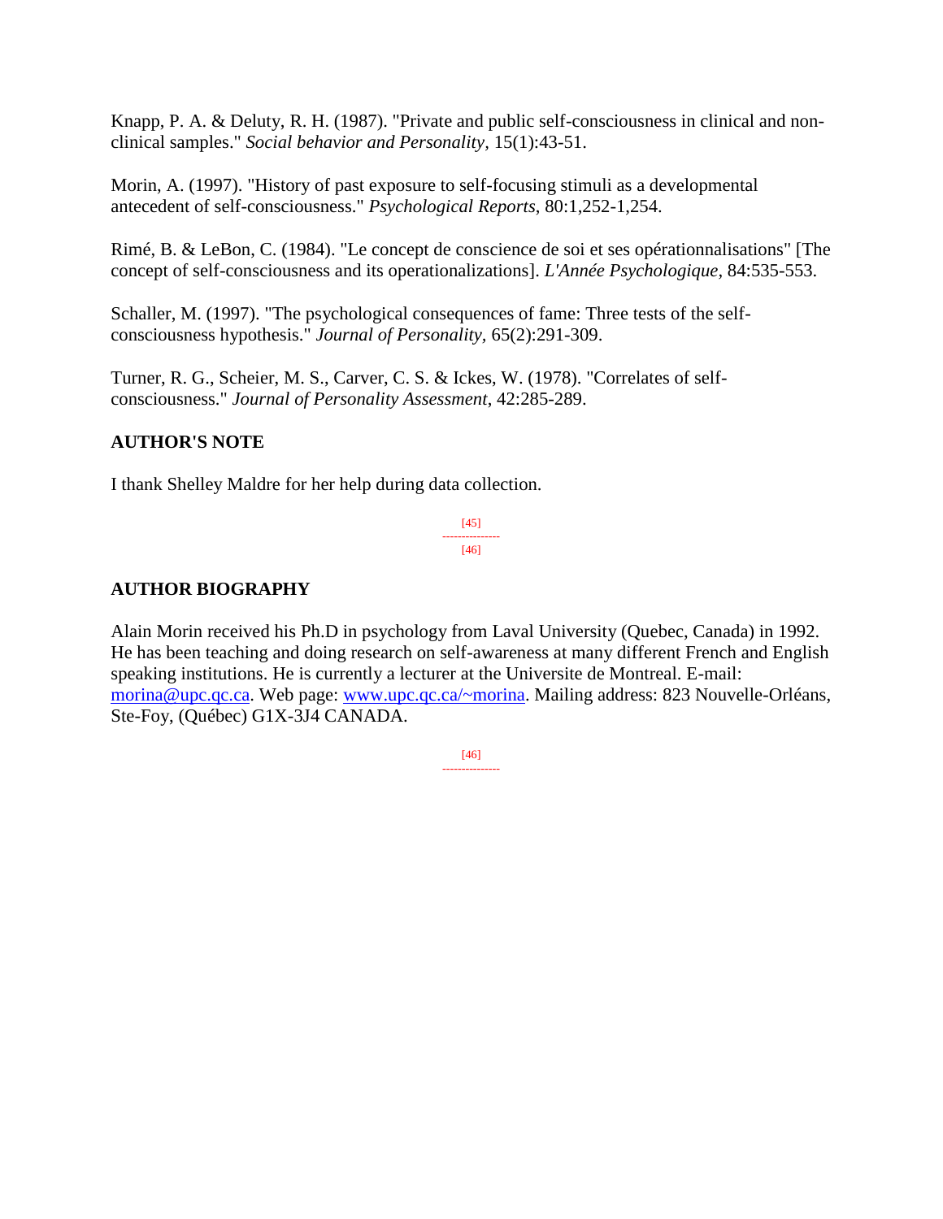Knapp, P. A. & Deluty, R. H. (1987). "Private and public self-consciousness in clinical and non-clinical samples." *Social behavior and Personality*, 15(1):43-51.

Morin, A. (1997). "History of past exposure to self-focusing stimuli as a developmental antecedent of self-consciousness." *Psychological Reports*, 80:1,252-1,254.

Rimé, B. & LeBon, C. (1984). "Le concept de conscience de soi et ses opérationnalisations" [The concept of self-consciousness and its operationalizations]. *L'Année Psychologique*, 84:535-553.

Schaller, M. (1997). "The psychological consequences of fame: Three tests of the self-consciousness hypothesis." *Journal of Personality*, 65(2):291-309.

Turner, R. G., Scheier, M. S., Carver, C. S. & Ickes, W. (1978). "Correlates of self-consciousness." *Journal of Personality Assessment*, 42:285-289.

## AUTHOR'S NOTE

I thank Shelley Maldre for her help during data collection.

## AUTHOR BIOGRAPHY

Alain Morin received his Ph.D in psychology from Laval University (Quebec, Canada) in 1992. He has been teaching and doing research on self-awareness at many different French and English speaking institutions. He is currently a lecturer at the Universite de Montreal. E-mail: morina@upc.qc.ca. Web page: www.upc.qc.ca/~morina. Mailing address: 823 Nouvelle-Orléans, Ste-Foy, (Québec) G1X-3J4 CANADA.